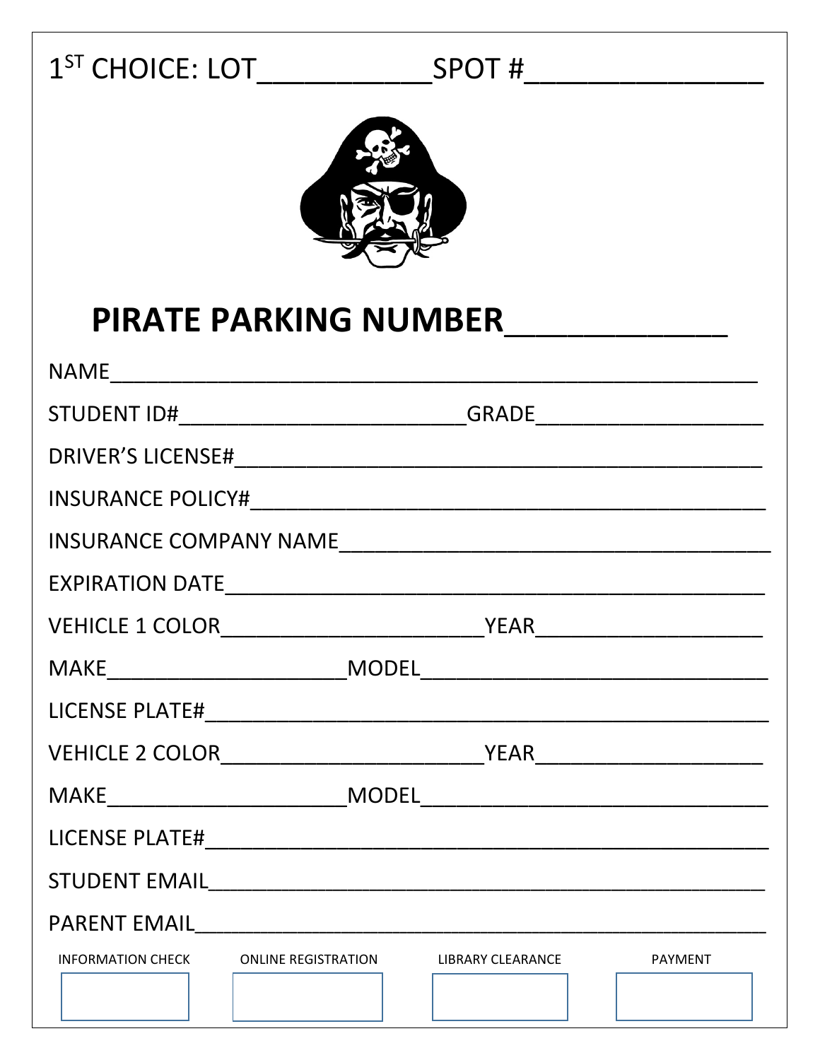1[ST] CHOICE: LOT___________SPOT #_______________

## PIRATE PARKING NUMBER_____________

NAME_____________________________________________________

STUDENT ID#________________________GRADE___________________

DRIVER'S LICENSE#____________________________________________

INSURANCE POLICY#___________________________________________

INSURANCE COMPANY NAME____________________________________

EXPIRATION DATE_____________________________________________

VEHICLE 1 COLOR______________________YEAR___________________

MAKE____________________MODEL_____________________________

LICENSE PLATE#_______________________________________________

VEHICLE 2 COLOR______________________YEAR___________________

MAKE____________________MODEL_____________________________

LICENSE PLATE#_______________________________________________

STUDENT EMAIL_______________________________________________

PARENT EMAIL________________________________________________

| INFORMATION CHECK | ONLINE REGISTRATION | LIBRARY CLEARANCE | PAYMENT |
| --- | --- | --- | --- |
| | | | |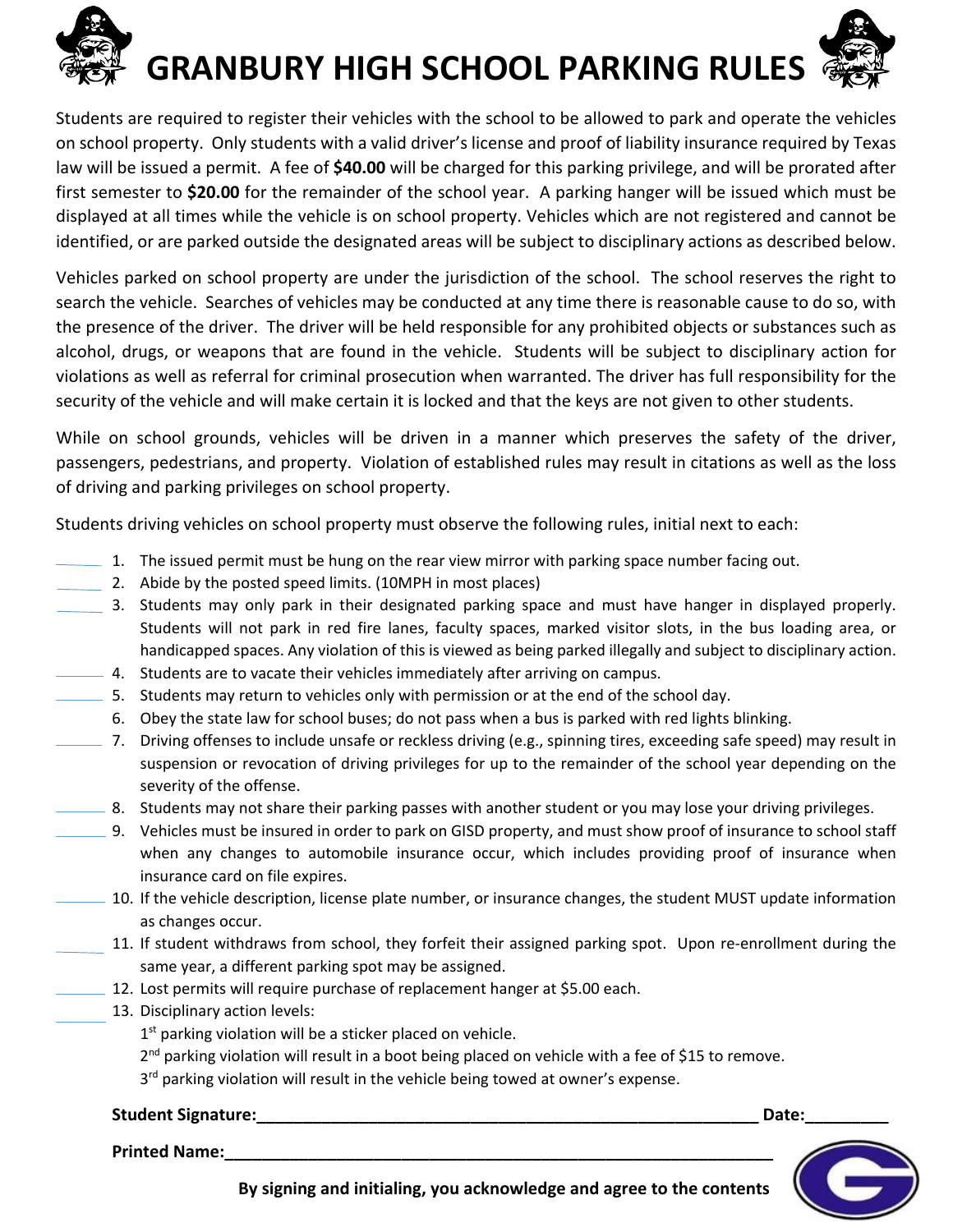# GRANBURY HIGH SCHOOL PARKING RULES

Students are required to register their vehicles with the school to be allowed to park and operate the vehicles on school property. Only students with a valid driver's license and proof of liability insurance required by Texas law will be issued a permit. A fee of **$40.00** will be charged for this parking privilege, and will be prorated after first semester to **$20.00** for the remainder of the school year. A parking hanger will be issued which must be displayed at all times while the vehicle is on school property. Vehicles which are not registered and cannot be identified, or are parked outside the designated areas will be subject to disciplinary actions as described below.

Vehicles parked on school property are under the jurisdiction of the school. The school reserves the right to search the vehicle. Searches of vehicles may be conducted at any time there is reasonable cause to do so, with the presence of the driver. The driver will be held responsible for any prohibited objects or substances such as alcohol, drugs, or weapons that are found in the vehicle. Students will be subject to disciplinary action for violations as well as referral for criminal prosecution when warranted. The driver has full responsibility for the security of the vehicle and will make certain it is locked and that the keys are not given to other students.

While on school grounds, vehicles will be driven in a manner which preserves the safety of the driver, passengers, pedestrians, and property. Violation of established rules may result in citations as well as the loss of driving and parking privileges on school property.

Students driving vehicles on school property must observe the following rules, initial next to each:

______ 1. The issued permit must be hung on the rear view mirror with parking space number facing out.

______ 2. Abide by the posted speed limits. (10MPH in most places)

______ 3. Students may only park in their designated parking space and must have hanger in displayed properly. Students will not park in red fire lanes, faculty spaces, marked visitor slots, in the bus loading area, or handicapped spaces. Any violation of this is viewed as being parked illegally and subject to disciplinary action.

______ 4. Students are to vacate their vehicles immediately after arriving on campus.

______ 5. Students may return to vehicles only with permission or at the end of the school day.

6. Obey the state law for school buses; do not pass when a bus is parked with red lights blinking.

______ 7. Driving offenses to include unsafe or reckless driving (e.g., spinning tires, exceeding safe speed) may result in suspension or revocation of driving privileges for up to the remainder of the school year depending on the severity of the offense.

______ 8. Students may not share their parking passes with another student or you may lose your driving privileges.

______ 9. Vehicles must be insured in order to park on GISD property, and must show proof of insurance to school staff when any changes to automobile insurance occur, which includes providing proof of insurance when insurance card on file expires.

______ 10. If the vehicle description, license plate number, or insurance changes, the student MUST update information as changes occur.

______ 11. If student withdraws from school, they forfeit their assigned parking spot. Upon re-enrollment during the same year, a different parking spot may be assigned.

______ 12. Lost permits will require purchase of replacement hanger at $5.00 each.

______ 13. Disciplinary action levels:

1st parking violation will be a sticker placed on vehicle.

2nd parking violation will result in a boot being placed on vehicle with a fee of $15 to remove.

3rd parking violation will result in the vehicle being towed at owner's expense.

**Student Signature:**______________________________________________ **Date:**_________

**Printed Name:**__________________________________________________

**By signing and initialing, you acknowledge and agree to the contents**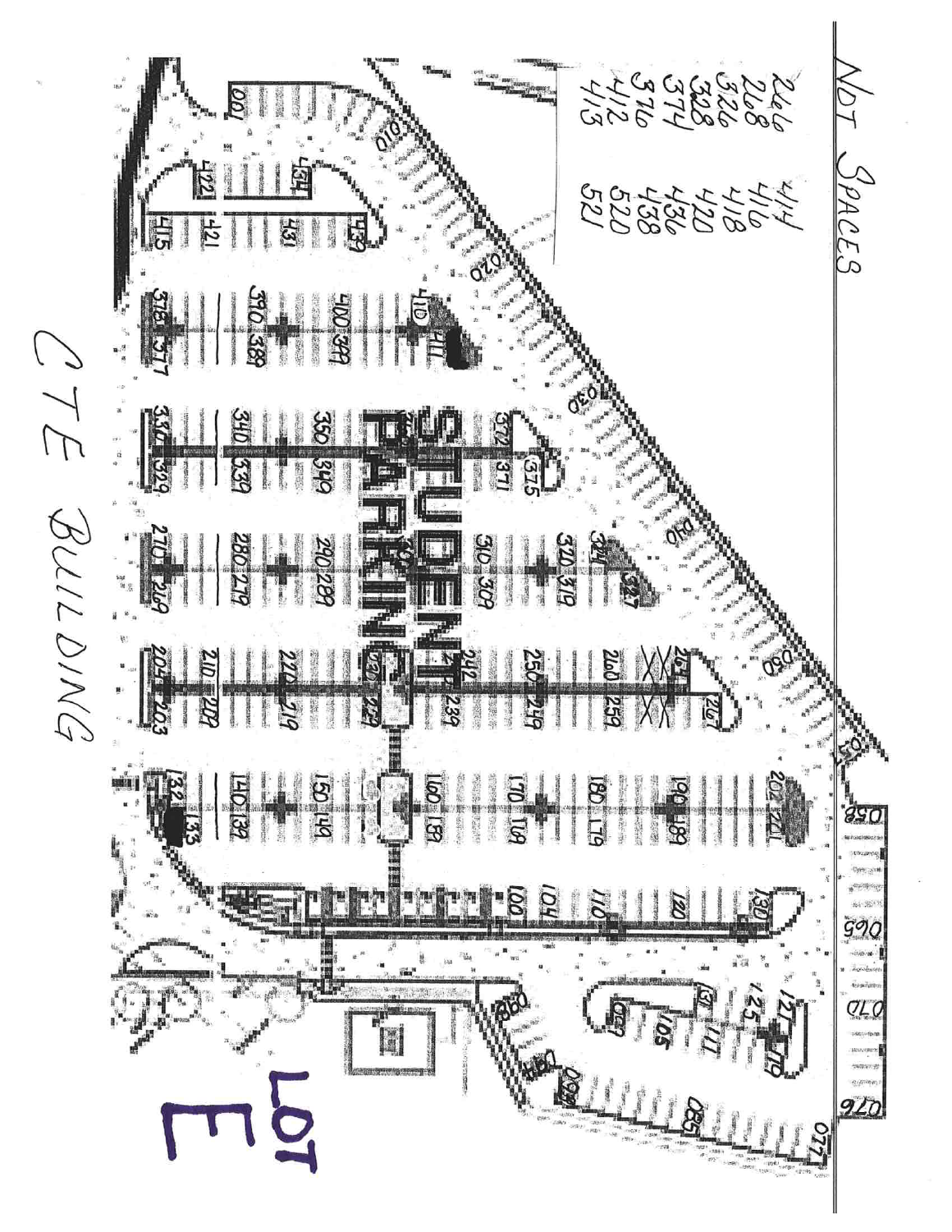LOT E

STUDENT PARKING

CTE BUILDING

NOT SPACES

266, 268, 326, 328, 374, 376, 412, 413

414, 416, 418, 420, 436, 438, 520, 521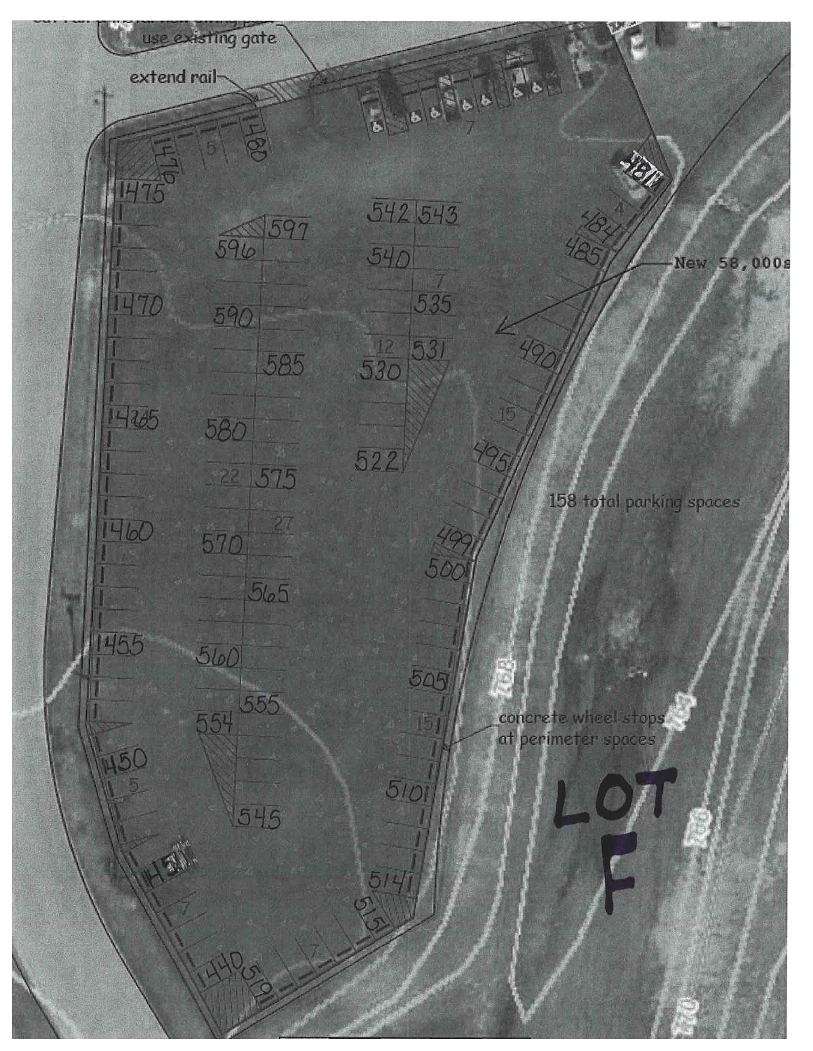use existing gate

extend rail

1476

5

1480

1475

597

596

542 543

540

7

535

1470

590

585

12

531

530

522

1465

580

22 575

27

570

565

1460

1455

560

555

554

545

1450

5

1441

7

1440

519

7

514

515

510

505

15

500

499

495

15

490

485

484

4

New 58,000s

158 total parking spaces

concrete wheel stops at perimeter spaces

LOT F